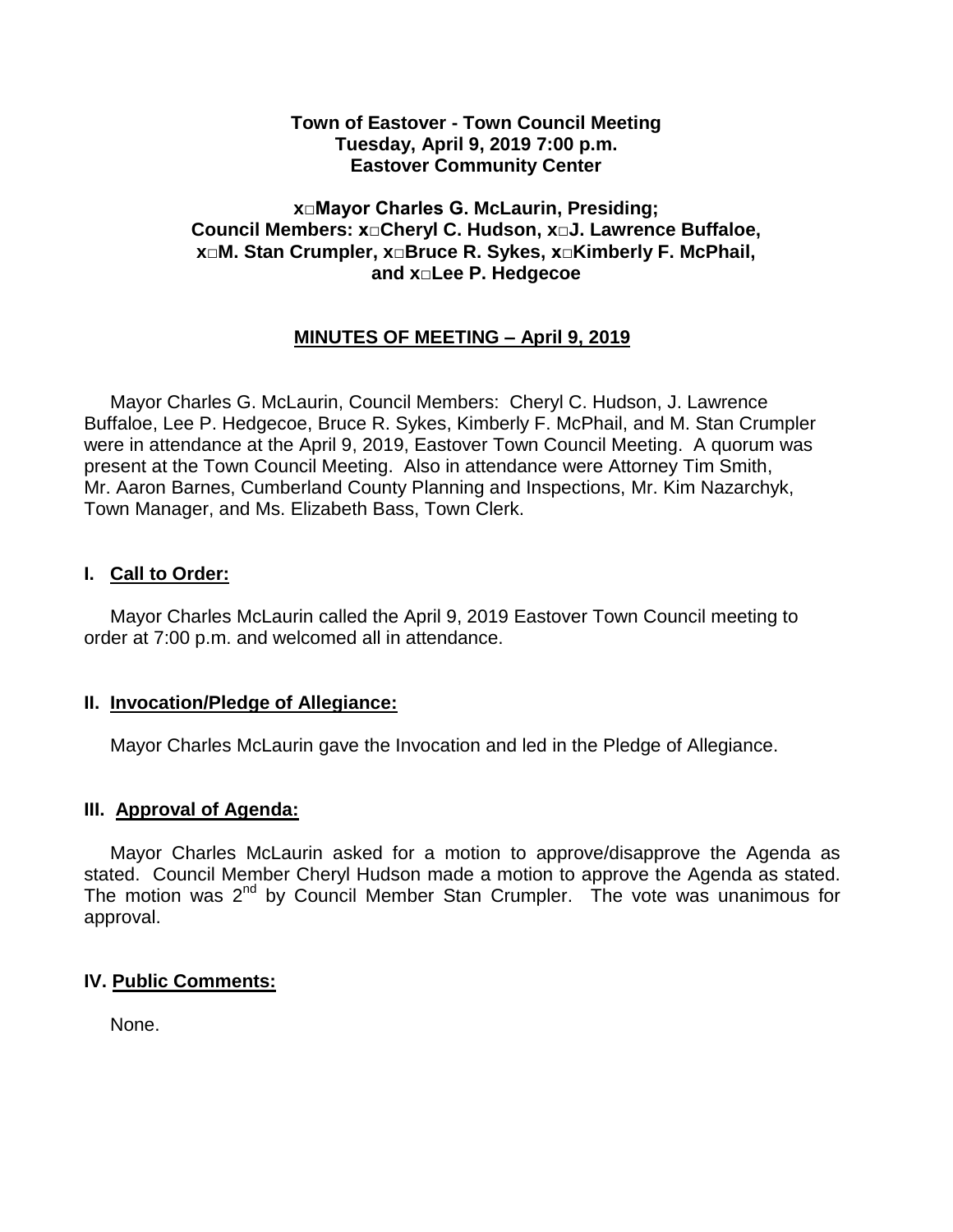**Town of Eastover - Town Council Meeting**
**Tuesday, April 9, 2019 7:00 p.m.**
**Eastover Community Center**

**x□Mayor Charles G. McLaurin, Presiding;**
**Council Members: x□Cheryl C. Hudson, x□J. Lawrence Buffaloe,**
**x□M. Stan Crumpler, x□Bruce R. Sykes, x□Kimberly F. McPhail,**
**and x□Lee P. Hedgecoe**

## MINUTES OF MEETING – April 9, 2019

Mayor Charles G. McLaurin, Council Members: Cheryl C. Hudson, J. Lawrence Buffaloe, Lee P. Hedgecoe, Bruce R. Sykes, Kimberly F. McPhail, and M. Stan Crumpler were in attendance at the April 9, 2019, Eastover Town Council Meeting. A quorum was present at the Town Council Meeting. Also in attendance were Attorney Tim Smith, Mr. Aaron Barnes, Cumberland County Planning and Inspections, Mr. Kim Nazarchyk, Town Manager, and Ms. Elizabeth Bass, Town Clerk.

### I. Call to Order:

Mayor Charles McLaurin called the April 9, 2019 Eastover Town Council meeting to order at 7:00 p.m. and welcomed all in attendance.

### II. Invocation/Pledge of Allegiance:

Mayor Charles McLaurin gave the Invocation and led in the Pledge of Allegiance.

### III. Approval of Agenda:

Mayor Charles McLaurin asked for a motion to approve/disapprove the Agenda as stated. Council Member Cheryl Hudson made a motion to approve the Agenda as stated. The motion was 2nd by Council Member Stan Crumpler. The vote was unanimous for approval.

### IV. Public Comments:

None.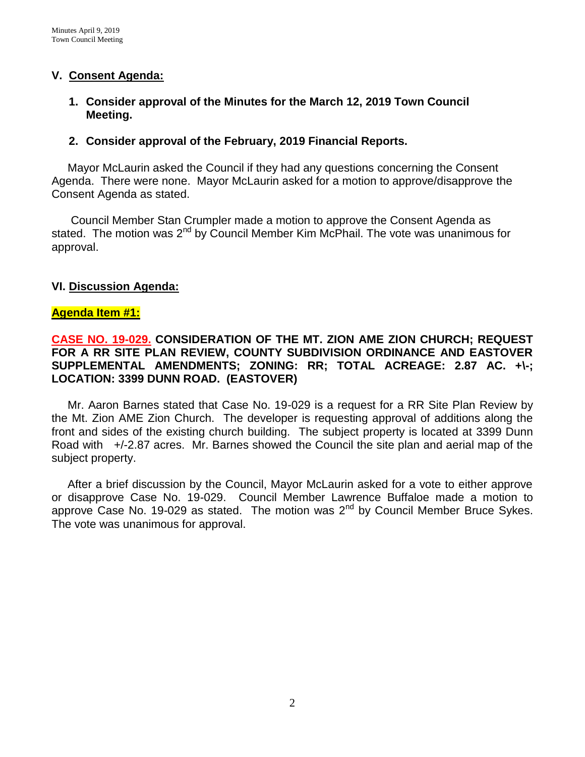## V. Consent Agenda:

1. **Consider approval of the Minutes for the March 12, 2019 Town Council Meeting.**

2. **Consider approval of the February, 2019 Financial Reports.**

Mayor McLaurin asked the Council if they had any questions concerning the Consent Agenda. There were none. Mayor McLaurin asked for a motion to approve/disapprove the Consent Agenda as stated.

Council Member Stan Crumpler made a motion to approve the Consent Agenda as stated. The motion was 2nd by Council Member Kim McPhail. The vote was unanimous for approval.

## VI. Discussion Agenda:

**Agenda Item #1:**

**CASE NO. 19-029. CONSIDERATION OF THE MT. ZION AME ZION CHURCH; REQUEST FOR A RR SITE PLAN REVIEW, COUNTY SUBDIVISION ORDINANCE AND EASTOVER SUPPLEMENTAL AMENDMENTS; ZONING: RR; TOTAL ACREAGE: 2.87 AC. +\-; LOCATION: 3399 DUNN ROAD. (EASTOVER)**

Mr. Aaron Barnes stated that Case No. 19-029 is a request for a RR Site Plan Review by the Mt. Zion AME Zion Church. The developer is requesting approval of additions along the front and sides of the existing church building. The subject property is located at 3399 Dunn Road with +/-2.87 acres. Mr. Barnes showed the Council the site plan and aerial map of the subject property.

After a brief discussion by the Council, Mayor McLaurin asked for a vote to either approve or disapprove Case No. 19-029. Council Member Lawrence Buffaloe made a motion to approve Case No. 19-029 as stated. The motion was 2nd by Council Member Bruce Sykes. The vote was unanimous for approval.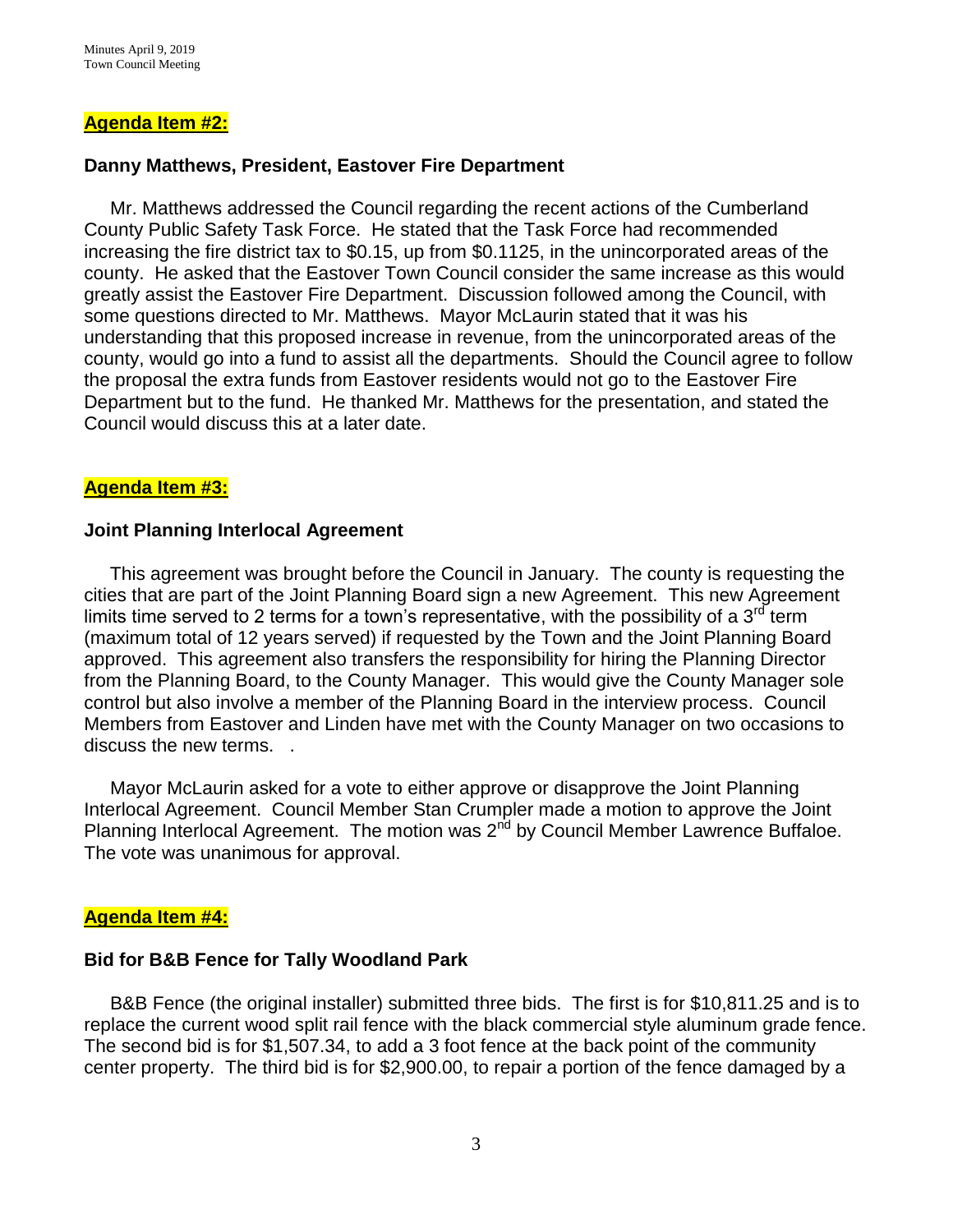**Agenda Item #2:**

**Danny Matthews, President, Eastover Fire Department**

Mr. Matthews addressed the Council regarding the recent actions of the Cumberland County Public Safety Task Force. He stated that the Task Force had recommended increasing the fire district tax to $0.15, up from $0.1125, in the unincorporated areas of the county. He asked that the Eastover Town Council consider the same increase as this would greatly assist the Eastover Fire Department. Discussion followed among the Council, with some questions directed to Mr. Matthews. Mayor McLaurin stated that it was his understanding that this proposed increase in revenue, from the unincorporated areas of the county, would go into a fund to assist all the departments. Should the Council agree to follow the proposal the extra funds from Eastover residents would not go to the Eastover Fire Department but to the fund. He thanked Mr. Matthews for the presentation, and stated the Council would discuss this at a later date.

**Agenda Item #3:**

**Joint Planning Interlocal Agreement**

This agreement was brought before the Council in January. The county is requesting the cities that are part of the Joint Planning Board sign a new Agreement. This new Agreement limits time served to 2 terms for a town's representative, with the possibility of a 3rd term (maximum total of 12 years served) if requested by the Town and the Joint Planning Board approved. This agreement also transfers the responsibility for hiring the Planning Director from the Planning Board, to the County Manager. This would give the County Manager sole control but also involve a member of the Planning Board in the interview process. Council Members from Eastover and Linden have met with the County Manager on two occasions to discuss the new terms. .

Mayor McLaurin asked for a vote to either approve or disapprove the Joint Planning Interlocal Agreement. Council Member Stan Crumpler made a motion to approve the Joint Planning Interlocal Agreement. The motion was 2nd by Council Member Lawrence Buffaloe. The vote was unanimous for approval.

**Agenda Item #4:**

**Bid for B&B Fence for Tally Woodland Park**

B&B Fence (the original installer) submitted three bids. The first is for $10,811.25 and is to replace the current wood split rail fence with the black commercial style aluminum grade fence. The second bid is for $1,507.34, to add a 3 foot fence at the back point of the community center property. The third bid is for $2,900.00, to repair a portion of the fence damaged by a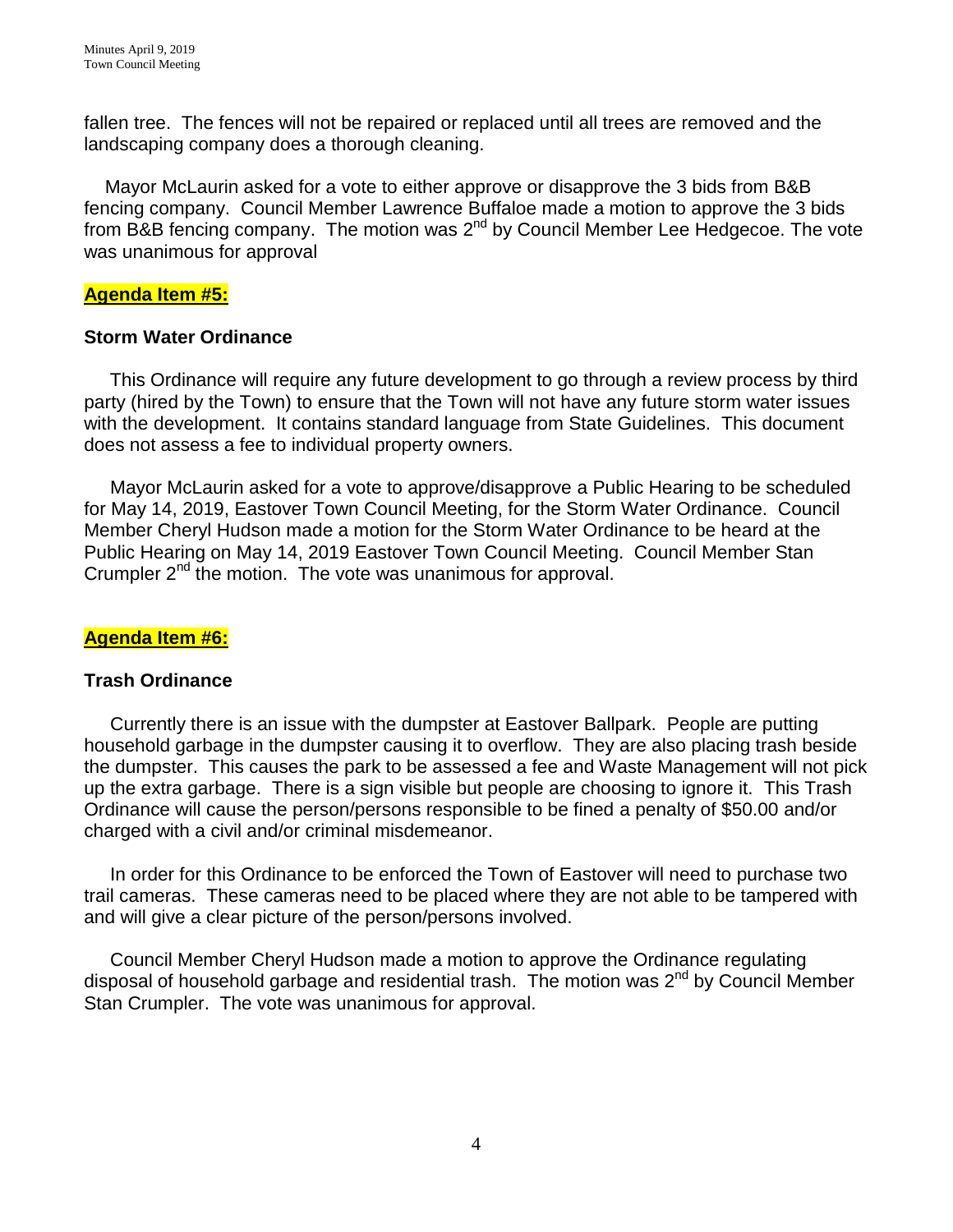fallen tree. The fences will not be repaired or replaced until all trees are removed and the landscaping company does a thorough cleaning.

Mayor McLaurin asked for a vote to either approve or disapprove the 3 bids from B&B fencing company. Council Member Lawrence Buffaloe made a motion to approve the 3 bids from B&B fencing company. The motion was 2nd by Council Member Lee Hedgecoe. The vote was unanimous for approval

**Agenda Item #5:**

**Storm Water Ordinance**

This Ordinance will require any future development to go through a review process by third party (hired by the Town) to ensure that the Town will not have any future storm water issues with the development. It contains standard language from State Guidelines. This document does not assess a fee to individual property owners.

Mayor McLaurin asked for a vote to approve/disapprove a Public Hearing to be scheduled for May 14, 2019, Eastover Town Council Meeting, for the Storm Water Ordinance. Council Member Cheryl Hudson made a motion for the Storm Water Ordinance to be heard at the Public Hearing on May 14, 2019 Eastover Town Council Meeting. Council Member Stan Crumpler 2nd the motion. The vote was unanimous for approval.

**Agenda Item #6:**

**Trash Ordinance**

Currently there is an issue with the dumpster at Eastover Ballpark. People are putting household garbage in the dumpster causing it to overflow. They are also placing trash beside the dumpster. This causes the park to be assessed a fee and Waste Management will not pick up the extra garbage. There is a sign visible but people are choosing to ignore it. This Trash Ordinance will cause the person/persons responsible to be fined a penalty of $50.00 and/or charged with a civil and/or criminal misdemeanor.

In order for this Ordinance to be enforced the Town of Eastover will need to purchase two trail cameras. These cameras need to be placed where they are not able to be tampered with and will give a clear picture of the person/persons involved.

Council Member Cheryl Hudson made a motion to approve the Ordinance regulating disposal of household garbage and residential trash. The motion was 2nd by Council Member Stan Crumpler. The vote was unanimous for approval.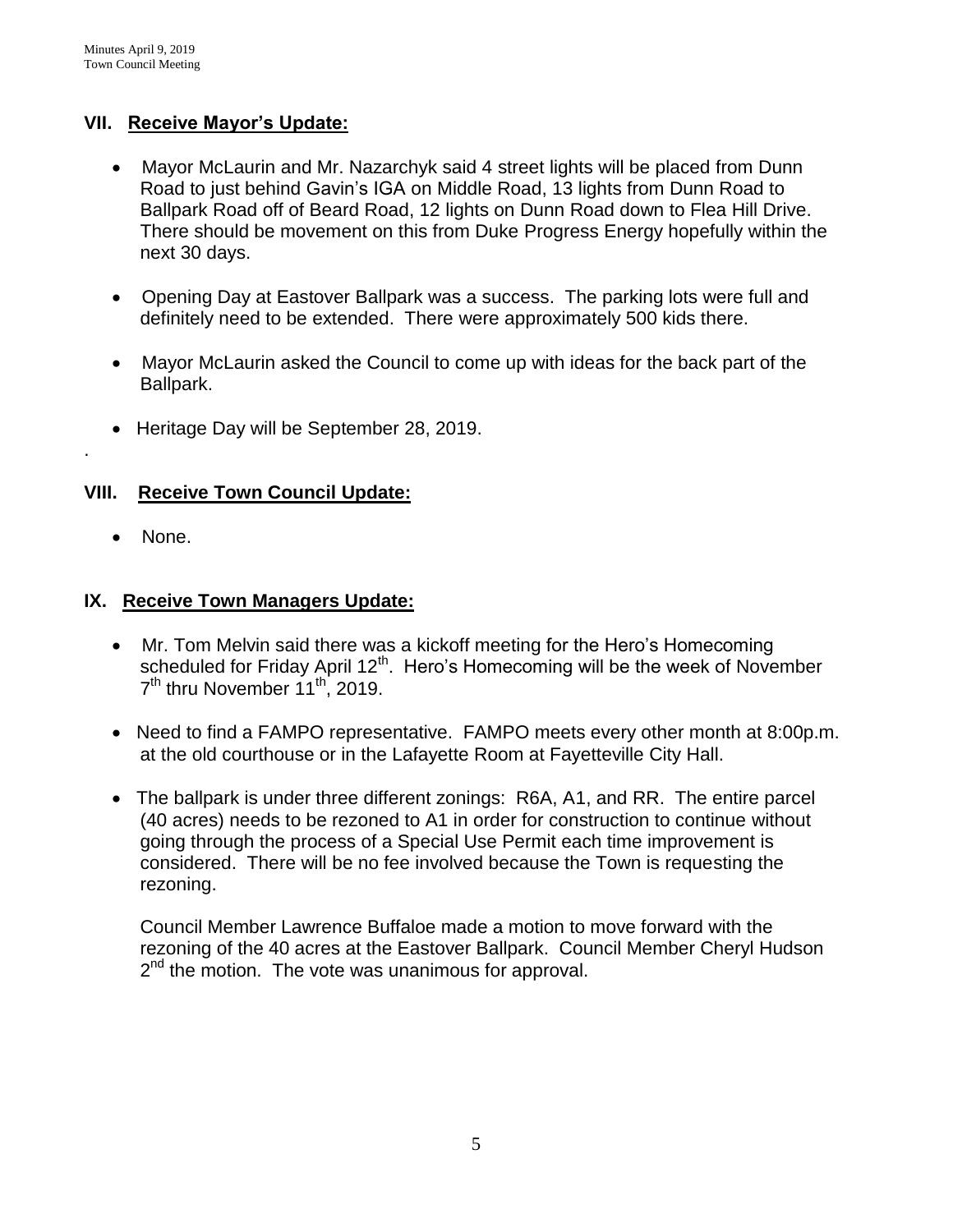## VII. Receive Mayor's Update:

- Mayor McLaurin and Mr. Nazarchyk said 4 street lights will be placed from Dunn Road to just behind Gavin's IGA on Middle Road, 13 lights from Dunn Road to Ballpark Road off of Beard Road, 12 lights on Dunn Road down to Flea Hill Drive. There should be movement on this from Duke Progress Energy hopefully within the next 30 days.
- Opening Day at Eastover Ballpark was a success. The parking lots were full and definitely need to be extended. There were approximately 500 kids there.
- Mayor McLaurin asked the Council to come up with ideas for the back part of the Ballpark.
- Heritage Day will be September 28, 2019.

.

## VIII. Receive Town Council Update:

- None.

## IX. Receive Town Managers Update:

- Mr. Tom Melvin said there was a kickoff meeting for the Hero's Homecoming scheduled for Friday April 12th. Hero's Homecoming will be the week of November 7th thru November 11th, 2019.
- Need to find a FAMPO representative. FAMPO meets every other month at 8:00p.m. at the old courthouse or in the Lafayette Room at Fayetteville City Hall.
- The ballpark is under three different zonings: R6A, A1, and RR. The entire parcel (40 acres) needs to be rezoned to A1 in order for construction to continue without going through the process of a Special Use Permit each time improvement is considered. There will be no fee involved because the Town is requesting the rezoning.

  Council Member Lawrence Buffaloe made a motion to move forward with the rezoning of the 40 acres at the Eastover Ballpark. Council Member Cheryl Hudson 2nd the motion. The vote was unanimous for approval.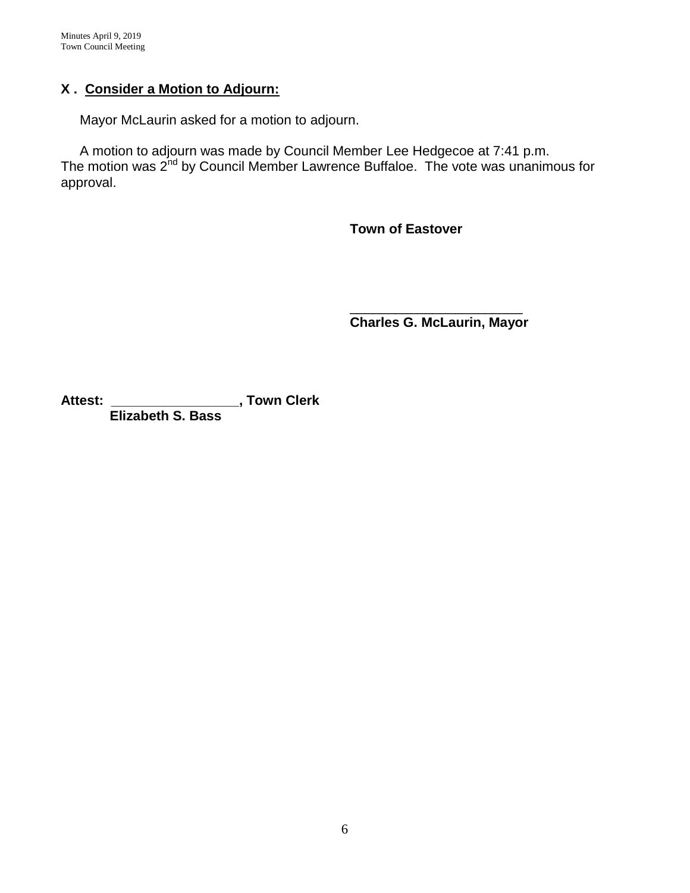## X . Consider a Motion to Adjourn:

Mayor McLaurin asked for a motion to adjourn.

A motion to adjourn was made by Council Member Lee Hedgecoe at 7:41 p.m. The motion was 2nd by Council Member Lawrence Buffaloe. The vote was unanimous for approval.

**Town of Eastover**

_______________________
**Charles G. McLaurin, Mayor**

**Attest: _________________, Town Clerk**
**Elizabeth S. Bass**